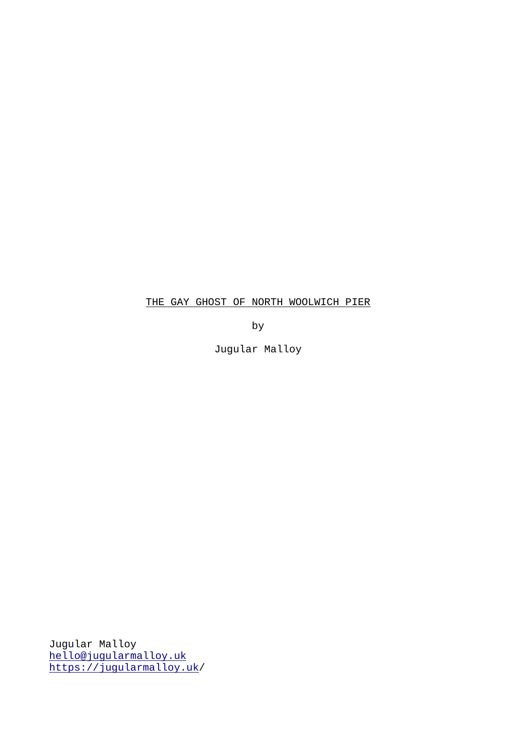THE GAY GHOST OF NORTH WOOLWICH PIER

by

Jugular Malloy

Jugular Malloy
hello@jugularmalloy.uk
https://jugularmalloy.uk/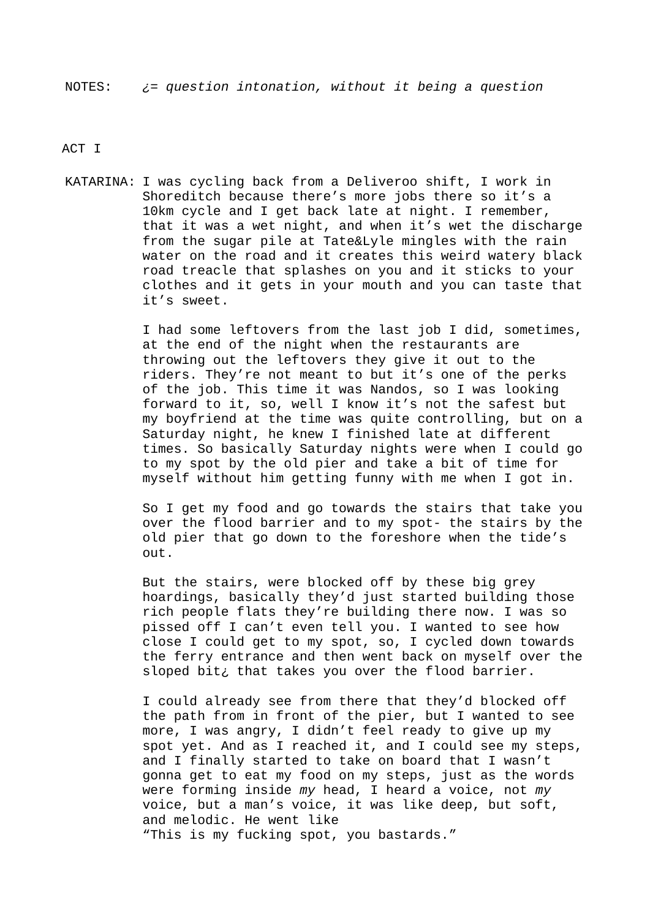NOTES: *¿= question intonation, without it being a question*

ACT I

KATARINA: I was cycling back from a Deliveroo shift, I work in Shoreditch because there's more jobs there so it's a 10km cycle and I get back late at night. I remember, that it was a wet night, and when it's wet the discharge from the sugar pile at Tate&Lyle mingles with the rain water on the road and it creates this weird watery black road treacle that splashes on you and it sticks to your clothes and it gets in your mouth and you can taste that it's sweet.

I had some leftovers from the last job I did, sometimes, at the end of the night when the restaurants are throwing out the leftovers they give it out to the riders. They're not meant to but it's one of the perks of the job. This time it was Nandos, so I was looking forward to it, so, well I know it's not the safest but my boyfriend at the time was quite controlling, but on a Saturday night, he knew I finished late at different times. So basically Saturday nights were when I could go to my spot by the old pier and take a bit of time for myself without him getting funny with me when I got in.

So I get my food and go towards the stairs that take you over the flood barrier and to my spot- the stairs by the old pier that go down to the foreshore when the tide's out.

But the stairs, were blocked off by these big grey hoardings, basically they'd just started building those rich people flats they're building there now. I was so pissed off I can't even tell you. I wanted to see how close I could get to my spot, so, I cycled down towards the ferry entrance and then went back on myself over the sloped bit¿ that takes you over the flood barrier.

I could already see from there that they'd blocked off the path from in front of the pier, but I wanted to see more, I was angry, I didn't feel ready to give up my spot yet. And as I reached it, and I could see my steps, and I finally started to take on board that I wasn't gonna get to eat my food on my steps, just as the words were forming inside *my* head, I heard a voice, not *my* voice, but a man's voice, it was like deep, but soft, and melodic. He went like
"This is my fucking spot, you bastards."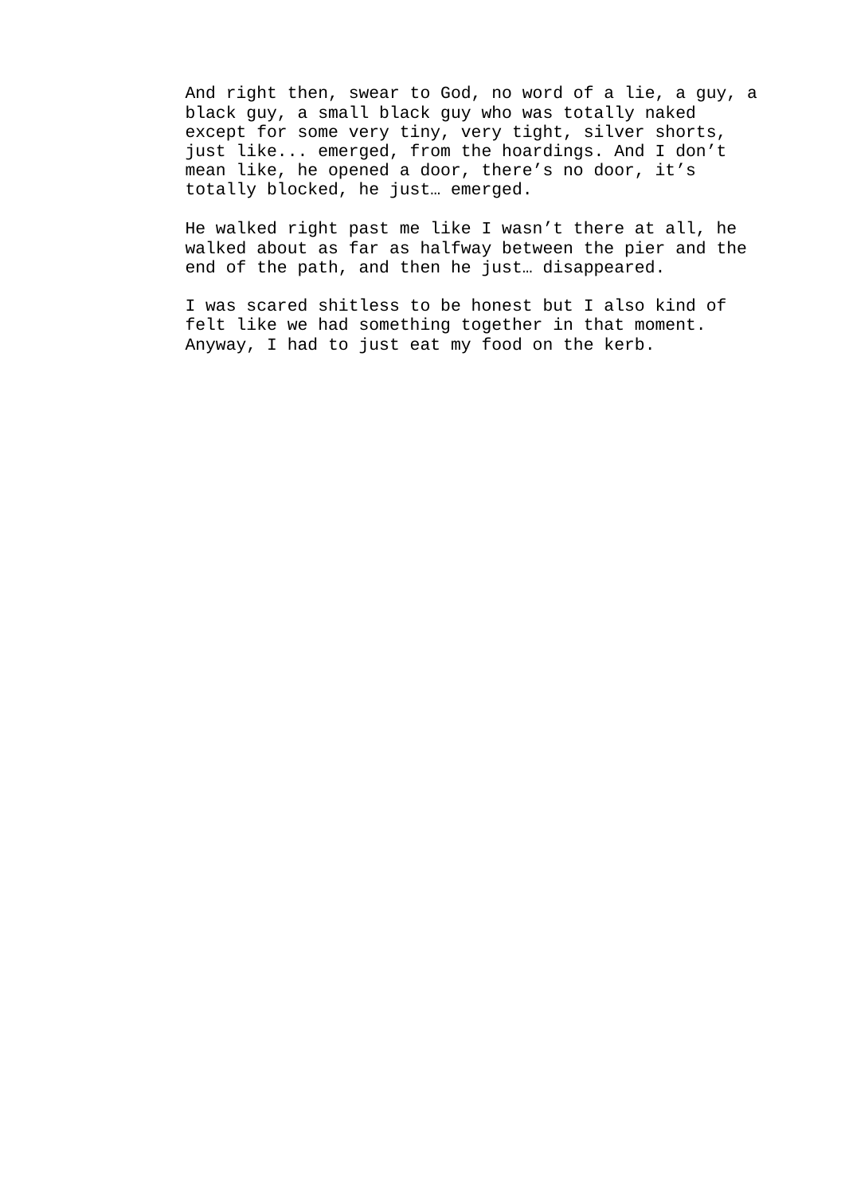And right then, swear to God, no word of a lie, a guy, a black guy, a small black guy who was totally naked except for some very tiny, very tight, silver shorts, just like... emerged, from the hoardings. And I don't mean like, he opened a door, there's no door, it's totally blocked, he just… emerged.

He walked right past me like I wasn't there at all, he walked about as far as halfway between the pier and the end of the path, and then he just… disappeared.

I was scared shitless to be honest but I also kind of felt like we had something together in that moment. Anyway, I had to just eat my food on the kerb.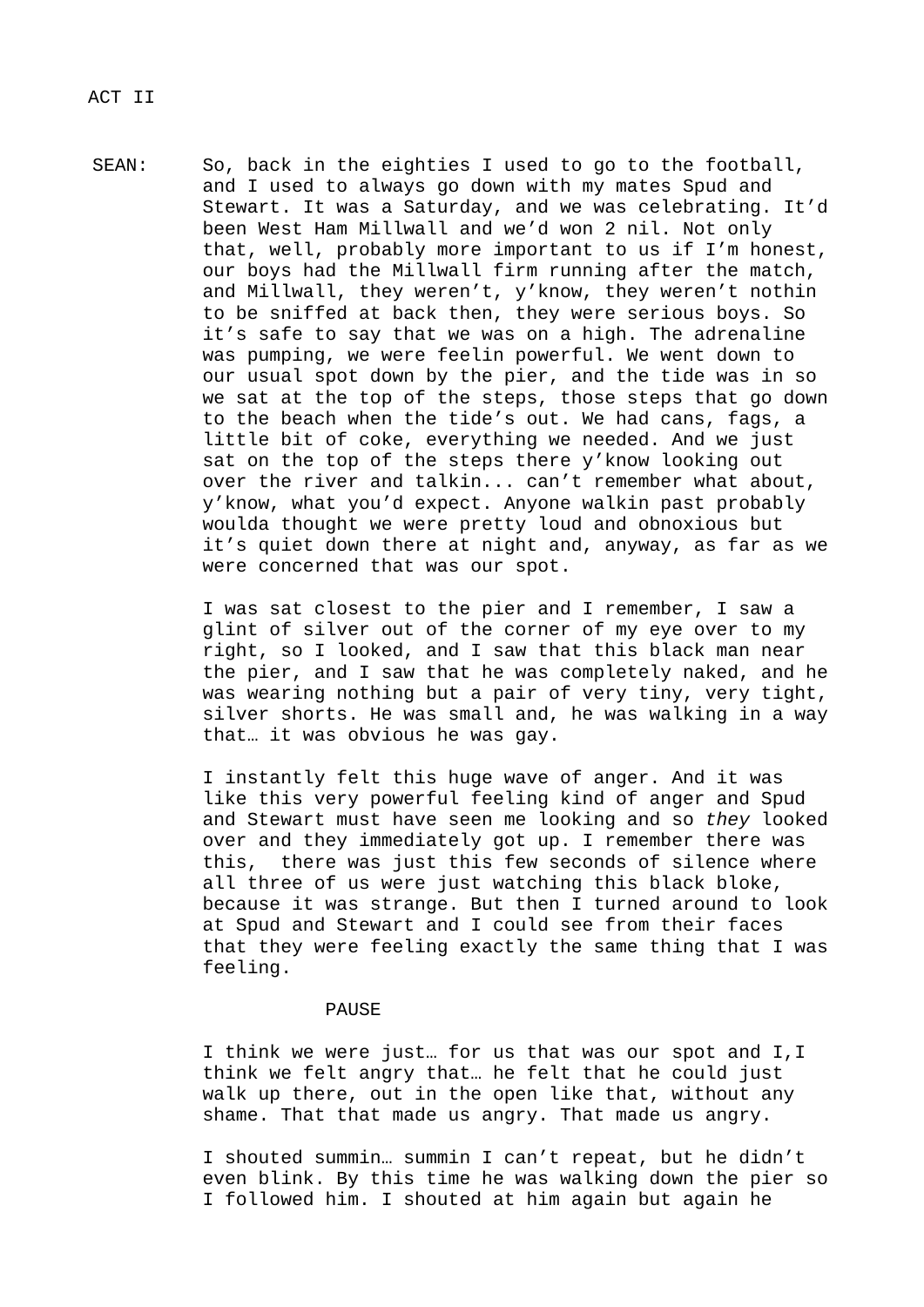ACT II

SEAN: So, back in the eighties I used to go to the football, and I used to always go down with my mates Spud and Stewart. It was a Saturday, and we was celebrating. It'd been West Ham Millwall and we'd won 2 nil. Not only that, well, probably more important to us if I'm honest, our boys had the Millwall firm running after the match, and Millwall, they weren't, y'know, they weren't nothin to be sniffed at back then, they were serious boys. So it's safe to say that we was on a high. The adrenaline was pumping, we were feelin powerful. We went down to our usual spot down by the pier, and the tide was in so we sat at the top of the steps, those steps that go down to the beach when the tide's out. We had cans, fags, a little bit of coke, everything we needed. And we just sat on the top of the steps there y'know looking out over the river and talkin... can't remember what about, y'know, what you'd expect. Anyone walkin past probably woulda thought we were pretty loud and obnoxious but it's quiet down there at night and, anyway, as far as we were concerned that was our spot.

I was sat closest to the pier and I remember, I saw a glint of silver out of the corner of my eye over to my right, so I looked, and I saw that this black man near the pier, and I saw that he was completely naked, and he was wearing nothing but a pair of very tiny, very tight, silver shorts. He was small and, he was walking in a way that… it was obvious he was gay.

I instantly felt this huge wave of anger. And it was like this very powerful feeling kind of anger and Spud and Stewart must have seen me looking and so *they* looked over and they immediately got up. I remember there was this, there was just this few seconds of silence where all three of us were just watching this black bloke, because it was strange. But then I turned around to look at Spud and Stewart and I could see from their faces that they were feeling exactly the same thing that I was feeling.

PAUSE

I think we were just… for us that was our spot and I,I think we felt angry that… he felt that he could just walk up there, out in the open like that, without any shame. That that made us angry. That made us angry.

I shouted summin… summin I can't repeat, but he didn't even blink. By this time he was walking down the pier so I followed him. I shouted at him again but again he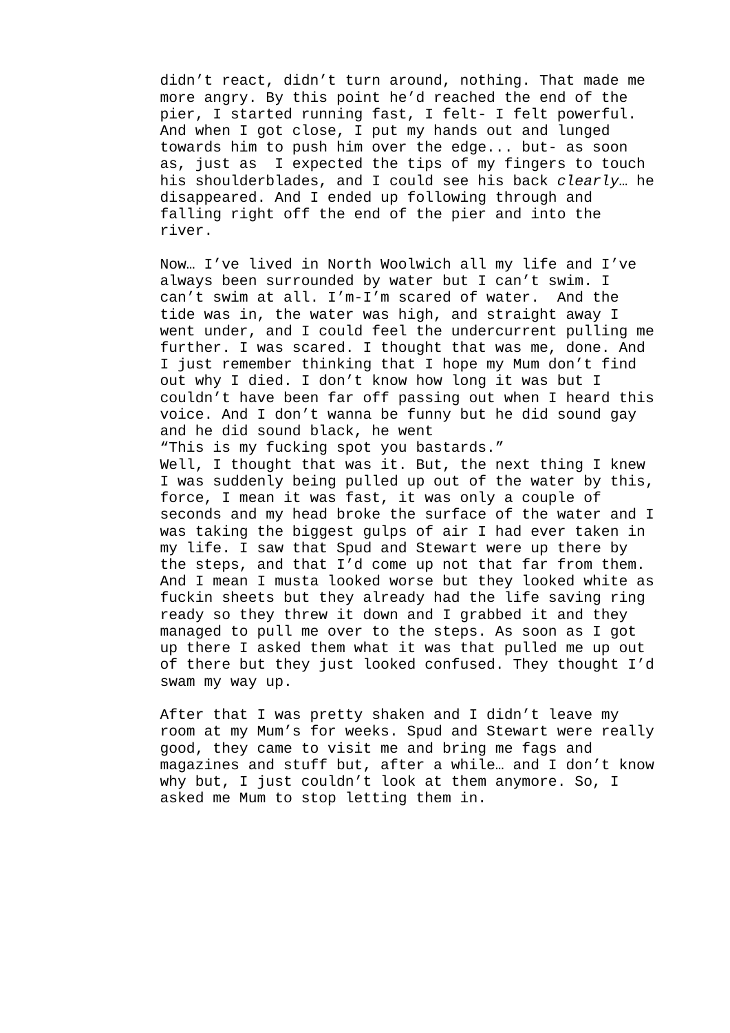didn't react, didn't turn around, nothing. That made me more angry. By this point he'd reached the end of the pier, I started running fast, I felt- I felt powerful. And when I got close, I put my hands out and lunged towards him to push him over the edge... but- as soon as, just as I expected the tips of my fingers to touch his shoulderblades, and I could see his back *clearly*… he disappeared. And I ended up following through and falling right off the end of the pier and into the river.

Now… I've lived in North Woolwich all my life and I've always been surrounded by water but I can't swim. I can't swim at all. I'm-I'm scared of water. And the tide was in, the water was high, and straight away I went under, and I could feel the undercurrent pulling me further. I was scared. I thought that was me, done. And I just remember thinking that I hope my Mum don't find out why I died. I don't know how long it was but I couldn't have been far off passing out when I heard this voice. And I don't wanna be funny but he did sound gay and he did sound black, he went
"This is my fucking spot you bastards."
Well, I thought that was it. But, the next thing I knew I was suddenly being pulled up out of the water by this, force, I mean it was fast, it was only a couple of seconds and my head broke the surface of the water and I was taking the biggest gulps of air I had ever taken in my life. I saw that Spud and Stewart were up there by the steps, and that I'd come up not that far from them. And I mean I musta looked worse but they looked white as fuckin sheets but they already had the life saving ring ready so they threw it down and I grabbed it and they managed to pull me over to the steps. As soon as I got up there I asked them what it was that pulled me up out of there but they just looked confused. They thought I'd swam my way up.

After that I was pretty shaken and I didn't leave my room at my Mum's for weeks. Spud and Stewart were really good, they came to visit me and bring me fags and magazines and stuff but, after a while… and I don't know why but, I just couldn't look at them anymore. So, I asked me Mum to stop letting them in.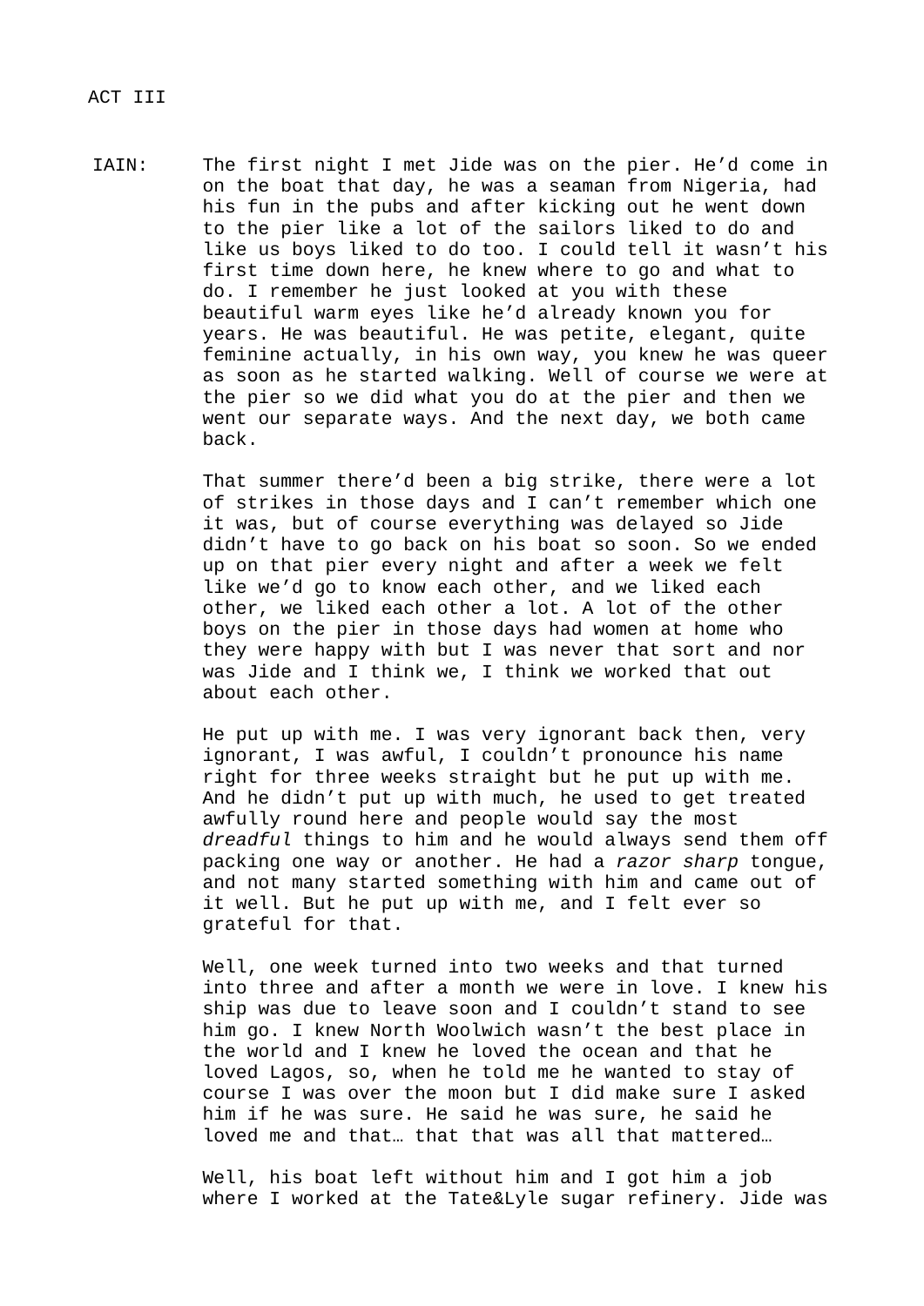ACT III

IAIN: The first night I met Jide was on the pier. He'd come in on the boat that day, he was a seaman from Nigeria, had his fun in the pubs and after kicking out he went down to the pier like a lot of the sailors liked to do and like us boys liked to do too. I could tell it wasn't his first time down here, he knew where to go and what to do. I remember he just looked at you with these beautiful warm eyes like he'd already known you for years. He was beautiful. He was petite, elegant, quite feminine actually, in his own way, you knew he was queer as soon as he started walking. Well of course we were at the pier so we did what you do at the pier and then we went our separate ways. And the next day, we both came back.

That summer there'd been a big strike, there were a lot of strikes in those days and I can't remember which one it was, but of course everything was delayed so Jide didn't have to go back on his boat so soon. So we ended up on that pier every night and after a week we felt like we'd go to know each other, and we liked each other, we liked each other a lot. A lot of the other boys on the pier in those days had women at home who they were happy with but I was never that sort and nor was Jide and I think we, I think we worked that out about each other.

He put up with me. I was very ignorant back then, very ignorant, I was awful, I couldn't pronounce his name right for three weeks straight but he put up with me. And he didn't put up with much, he used to get treated awfully round here and people would say the most *dreadful* things to him and he would always send them off packing one way or another. He had a *razor sharp* tongue, and not many started something with him and came out of it well. But he put up with me, and I felt ever so grateful for that.

Well, one week turned into two weeks and that turned into three and after a month we were in love. I knew his ship was due to leave soon and I couldn't stand to see him go. I knew North Woolwich wasn't the best place in the world and I knew he loved the ocean and that he loved Lagos, so, when he told me he wanted to stay of course I was over the moon but I did make sure I asked him if he was sure. He said he was sure, he said he loved me and that… that that was all that mattered…

Well, his boat left without him and I got him a job where I worked at the Tate&Lyle sugar refinery. Jide was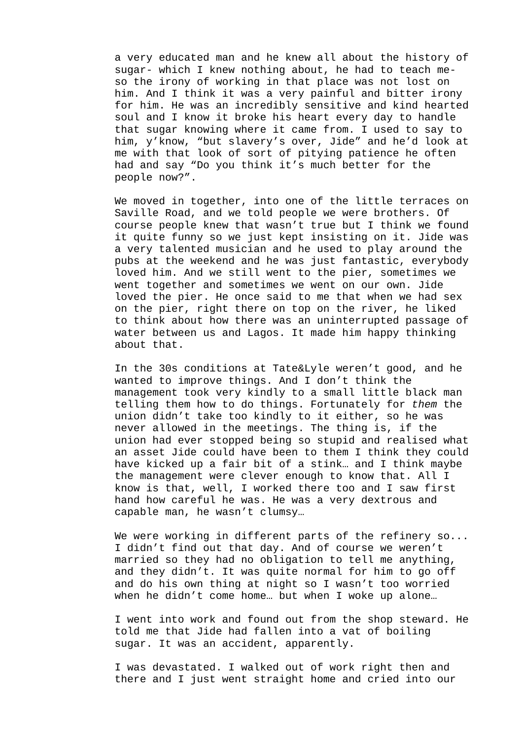a very educated man and he knew all about the history of sugar- which I knew nothing about, he had to teach me- so the irony of working in that place was not lost on him. And I think it was a very painful and bitter irony for him. He was an incredibly sensitive and kind hearted soul and I know it broke his heart every day to handle that sugar knowing where it came from. I used to say to him, y'know, "but slavery's over, Jide" and he'd look at me with that look of sort of pitying patience he often had and say "Do you think it's much better for the people now?".

We moved in together, into one of the little terraces on Saville Road, and we told people we were brothers. Of course people knew that wasn't true but I think we found it quite funny so we just kept insisting on it. Jide was a very talented musician and he used to play around the pubs at the weekend and he was just fantastic, everybody loved him. And we still went to the pier, sometimes we went together and sometimes we went on our own. Jide loved the pier. He once said to me that when we had sex on the pier, right there on top on the river, he liked to think about how there was an uninterrupted passage of water between us and Lagos. It made him happy thinking about that.

In the 30s conditions at Tate&Lyle weren't good, and he wanted to improve things. And I don't think the management took very kindly to a small little black man telling them how to do things. Fortunately for *them* the union didn't take too kindly to it either, so he was never allowed in the meetings. The thing is, if the union had ever stopped being so stupid and realised what an asset Jide could have been to them I think they could have kicked up a fair bit of a stink… and I think maybe the management were clever enough to know that. All I know is that, well, I worked there too and I saw first hand how careful he was. He was a very dextrous and capable man, he wasn't clumsy…

We were working in different parts of the refinery so... I didn't find out that day. And of course we weren't married so they had no obligation to tell me anything, and they didn't. It was quite normal for him to go off and do his own thing at night so I wasn't too worried when he didn't come home… but when I woke up alone…

I went into work and found out from the shop steward. He told me that Jide had fallen into a vat of boiling sugar. It was an accident, apparently.

I was devastated. I walked out of work right then and there and I just went straight home and cried into our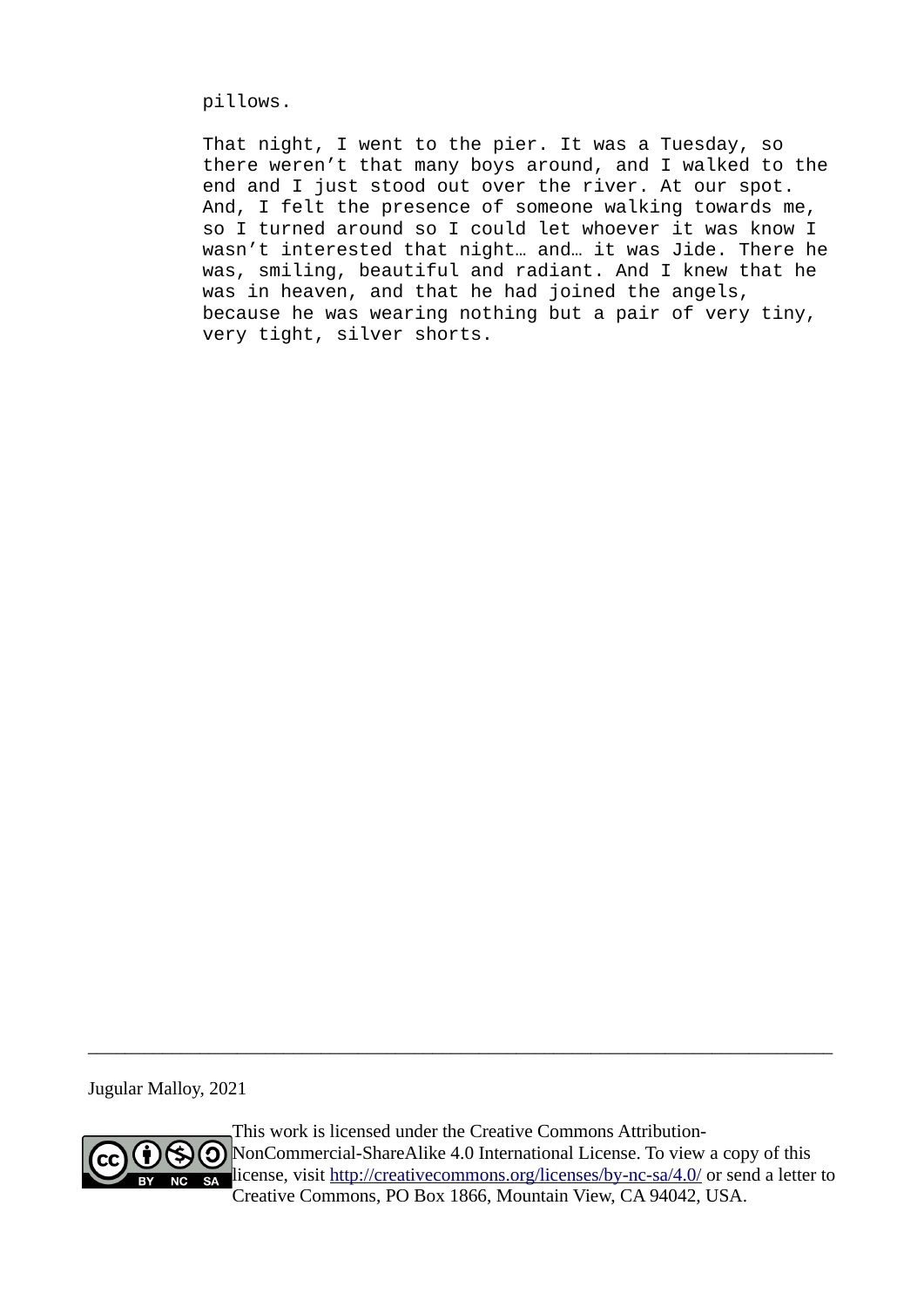pillows.

That night, I went to the pier. It was a Tuesday, so there weren't that many boys around, and I walked to the end and I just stood out over the river. At our spot. And, I felt the presence of someone walking towards me, so I turned around so I could let whoever it was know I wasn't interested that night… and… it was Jide. There he was, smiling, beautiful and radiant. And I knew that he was in heaven, and that he had joined the angels, because he was wearing nothing but a pair of very tiny, very tight, silver shorts.

---

Jugular Malloy, 2021

This work is licensed under the Creative Commons Attribution-NonCommercial-ShareAlike 4.0 International License. To view a copy of this license, visit [http://creativecommons.org/licenses/by-nc-sa/4.0/](http://creativecommons.org/licenses/by-nc-sa/4.0/) or send a letter to Creative Commons, PO Box 1866, Mountain View, CA 94042, USA.